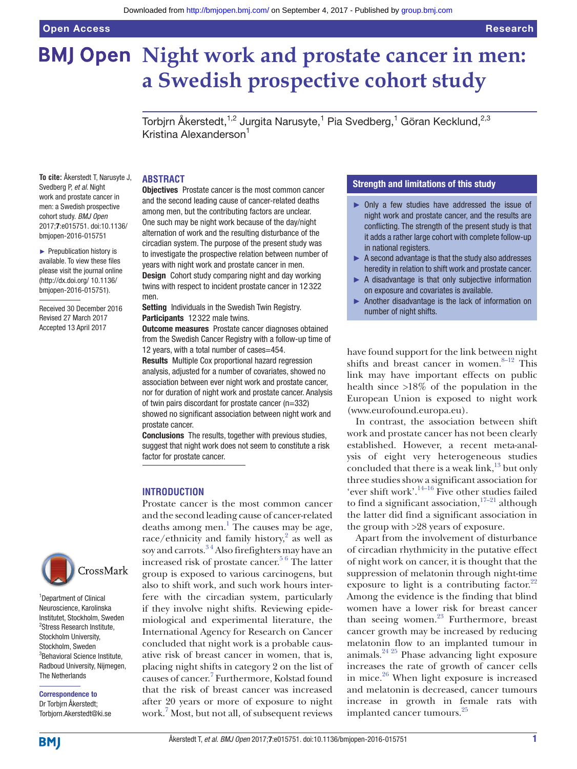# Night work and prostate cancer in men: a Swedish prospective cohort study

Torbjrn Åkerstedt,[1,2] Jurgita Narusyte,[1] Pia Svedberg,[1] Göran Kecklund,[2,3] Kristina Alexanderson[1]

**To cite:** Åkerstedt T, Narusyte J, Svedberg P, *et al*. Night work and prostate cancer in men: a Swedish prospective cohort study. *BMJ Open* 2017;7:e015751. doi:10.1136/bmjopen-2016-015751

► Prepublication history is available. To view these files please visit the journal online (http://dx.doi.org/ 10.1136/ bmjopen-2016-015751).

Received 30 December 2016
Revised 27 March 2017
Accepted 13 April 2017

[1]Department of Clinical Neuroscience, Karolinska Institutet, Stockholm, Sweden
[2]Stress Research Institute, Stockholm University, Stockholm, Sweden
[3]Behavioral Science Institute, Radboud University, Nijmegen, The Netherlands

**Correspondence to**
Dr Torbjrn Åkerstedt;
Torbjorn.Akerstedt@ki.se

## ABSTRACT

**Objectives** Prostate cancer is the most common cancer and the second leading cause of cancer-related deaths among men, but the contributing factors are unclear. One such may be night work because of the day/night alternation of work and the resulting disturbance of the circadian system. The purpose of the present study was to investigate the prospective relation between number of years with night work and prostate cancer in men.

**Design** Cohort study comparing night and day working twins with respect to incident prostate cancer in 12 322 men.

**Setting** Individuals in the Swedish Twin Registry.

**Participants** 12 322 male twins.

**Outcome measures** Prostate cancer diagnoses obtained from the Swedish Cancer Registry with a follow-up time of 12 years, with a total number of cases=454.

**Results** Multiple Cox proportional hazard regression analysis, adjusted for a number of covariates, showed no association between ever night work and prostate cancer, nor for duration of night work and prostate cancer. Analysis of twin pairs discordant for prostate cancer (n=332) showed no significant association between night work and prostate cancer.

**Conclusions** The results, together with previous studies, suggest that night work does not seem to constitute a risk factor for prostate cancer.

## Strength and limitations of this study

- ► Only a few studies have addressed the issue of night work and prostate cancer, and the results are conflicting. The strength of the present study is that it adds a rather large cohort with complete follow-up in national registers.
- ► A second advantage is that the study also addresses heredity in relation to shift work and prostate cancer.
- ► A disadvantage is that only subjective information on exposure and covariates is available.
- ► Another disadvantage is the lack of information on number of night shifts.

## INTRODUCTION

Prostate cancer is the most common cancer and the second leading cause of cancer-related deaths among men.[1] The causes may be age, race/ethnicity and family history,[2] as well as soy and carrots.[3 4] Also firefighters may have an increased risk of prostate cancer.[5 6] The latter group is exposed to various carcinogens, but also to shift work, and such work hours interfere with the circadian system, particularly if they involve night shifts. Reviewing epidemiological and experimental literature, the International Agency for Research on Cancer concluded that night work is a probable causative risk of breast cancer in women, that is, placing night shifts in category 2 on the list of causes of cancer.[7] Furthermore, Kolstad found that the risk of breast cancer was increased after 20 years or more of exposure to night work.[7] Most, but not all, of subsequent reviews have found support for the link between night shifts and breast cancer in women.[8–12] This link may have important effects on public health since >18% of the population in the European Union is exposed to night work (www.eurofound.europa.eu).

In contrast, the association between shift work and prostate cancer has not been clearly established. However, a recent meta-analysis of eight very heterogeneous studies concluded that there is a weak link,[13] but only three studies show a significant association for 'ever shift work'.[14–16] Five other studies failed to find a significant association,[17–21] although the latter did find a significant association in the group with >28 years of exposure.

Apart from the involvement of disturbance of circadian rhythmicity in the putative effect of night work on cancer, it is thought that the suppression of melatonin through night-time exposure to light is a contributing factor.[22] Among the evidence is the finding that blind women have a lower risk for breast cancer than seeing women.[23] Furthermore, breast cancer growth may be increased by reducing melatonin flow to an implanted tumour in animals.[24 25] Phase advancing light exposure increases the rate of growth of cancer cells in mice.[26] When light exposure is increased and melatonin is decreased, cancer tumours increase in growth in female rats with implanted cancer tumours.[25]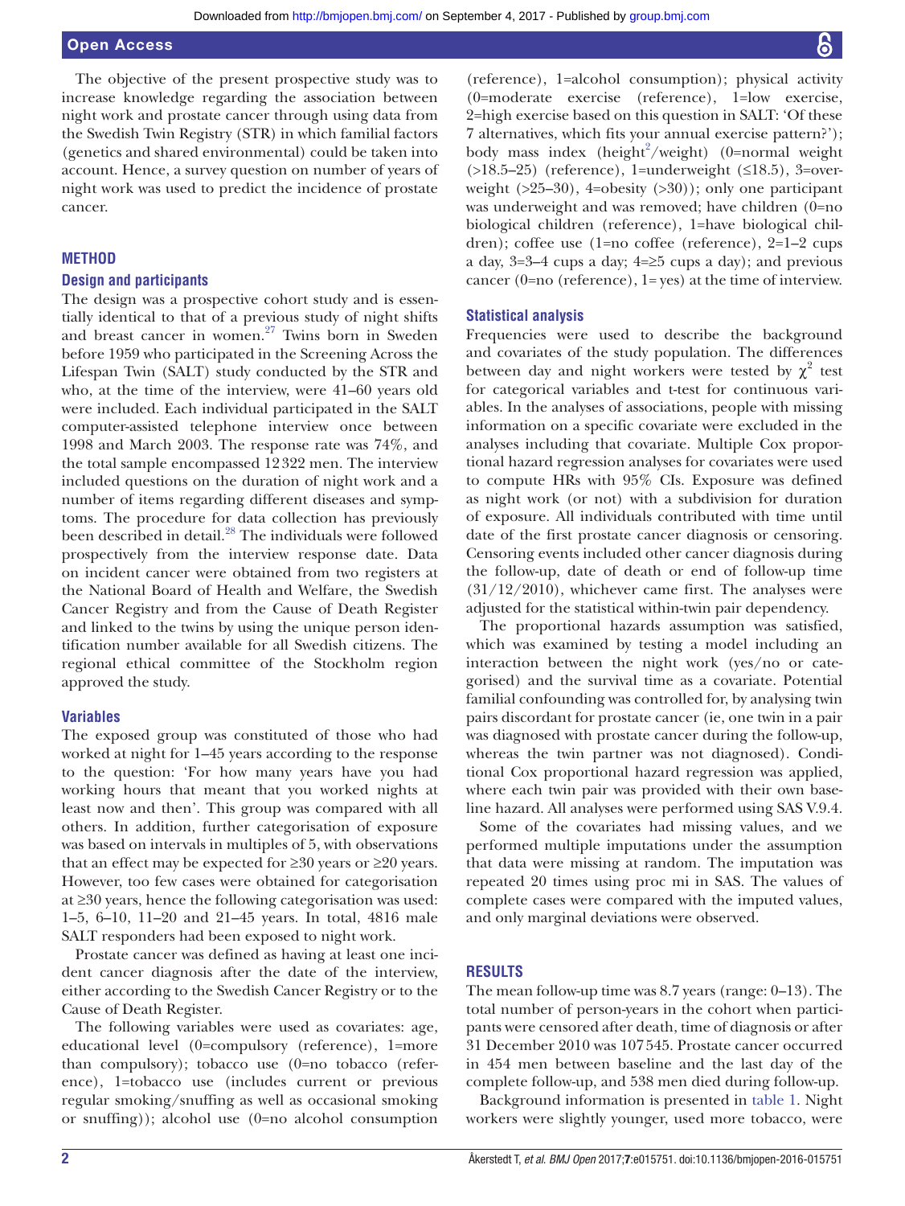The objective of the present prospective study was to increase knowledge regarding the association between night work and prostate cancer through using data from the Swedish Twin Registry (STR) in which familial factors (genetics and shared environmental) could be taken into account. Hence, a survey question on number of years of night work was used to predict the incidence of prostate cancer.

## METHOD

### Design and participants

The design was a prospective cohort study and is essentially identical to that of a previous study of night shifts and breast cancer in women.[27] Twins born in Sweden before 1959 who participated in the Screening Across the Lifespan Twin (SALT) study conducted by the STR and who, at the time of the interview, were 41–60 years old were included. Each individual participated in the SALT computer-assisted telephone interview once between 1998 and March 2003. The response rate was 74%, and the total sample encompassed 12 322 men. The interview included questions on the duration of night work and a number of items regarding different diseases and symptoms. The procedure for data collection has previously been described in detail.[28] The individuals were followed prospectively from the interview response date. Data on incident cancer were obtained from two registers at the National Board of Health and Welfare, the Swedish Cancer Registry and from the Cause of Death Register and linked to the twins by using the unique person identification number available for all Swedish citizens. The regional ethical committee of the Stockholm region approved the study.

### Variables

The exposed group was constituted of those who had worked at night for 1–45 years according to the response to the question: 'For how many years have you had working hours that meant that you worked nights at least now and then'. This group was compared with all others. In addition, further categorisation of exposure was based on intervals in multiples of 5, with observations that an effect may be expected for ≥30 years or ≥20 years. However, too few cases were obtained for categorisation at ≥30 years, hence the following categorisation was used: 1–5, 6–10, 11–20 and 21–45 years. In total, 4816 male SALT responders had been exposed to night work.

Prostate cancer was defined as having at least one incident cancer diagnosis after the date of the interview, either according to the Swedish Cancer Registry or to the Cause of Death Register.

The following variables were used as covariates: age, educational level (0=compulsory (reference), 1=more than compulsory); tobacco use (0=no tobacco (reference), 1=tobacco use (includes current or previous regular smoking/snuffing as well as occasional smoking or snuffing)); alcohol use (0=no alcohol consumption (reference), 1=alcohol consumption); physical activity (0=moderate exercise (reference), 1=low exercise, 2=high exercise based on this question in SALT: 'Of these 7 alternatives, which fits your annual exercise pattern?'); body mass index (height$^2$/weight) (0=normal weight (>18.5–25) (reference), 1=underweight (≤18.5), 3=overweight (>25–30), 4=obesity (>30)); only one participant was underweight and was removed; have children (0=no biological children (reference), 1=have biological children); coffee use (1=no coffee (reference), 2=1–2 cups a day, 3=3–4 cups a day; 4=≥5 cups a day); and previous cancer (0=no (reference), 1= yes) at the time of interview.

### Statistical analysis

Frequencies were used to describe the background and covariates of the study population. The differences between day and night workers were tested by $\chi^2$ test for categorical variables and t-test for continuous variables. In the analyses of associations, people with missing information on a specific covariate were excluded in the analyses including that covariate. Multiple Cox proportional hazard regression analyses for covariates were used to compute HRs with 95% CIs. Exposure was defined as night work (yes or not) with a subdivision for duration of exposure. All individuals contributed with time until date of the first prostate cancer diagnosis or censoring. Censoring events included other cancer diagnosis during the follow-up, date of death or end of follow-up time (31/12/2010), whichever came first. The analyses were adjusted for the statistical within-twin pair dependency.

The proportional hazards assumption was satisfied, which was examined by testing a model including an interaction between the night work (yes/no or categorised) and the survival time as a covariate. Potential familial confounding was controlled for, by analysing twin pairs discordant for prostate cancer (ie, one twin in a pair was diagnosed with prostate cancer during the follow-up, whereas the twin partner was not diagnosed). Conditional Cox proportional hazard regression was applied, where each twin pair was provided with their own baseline hazard. All analyses were performed using SAS V.9.4.

Some of the covariates had missing values, and we performed multiple imputations under the assumption that data were missing at random. The imputation was repeated 20 times using proc mi in SAS. The values of complete cases were compared with the imputed values, and only marginal deviations were observed.

## RESULTS

The mean follow-up time was 8.7 years (range: 0–13). The total number of person-years in the cohort when participants were censored after death, time of diagnosis or after 31 December 2010 was 107 545. Prostate cancer occurred in 454 men between baseline and the last day of the complete follow-up, and 538 men died during follow-up.

Background information is presented in table 1. Night workers were slightly younger, used more tobacco, were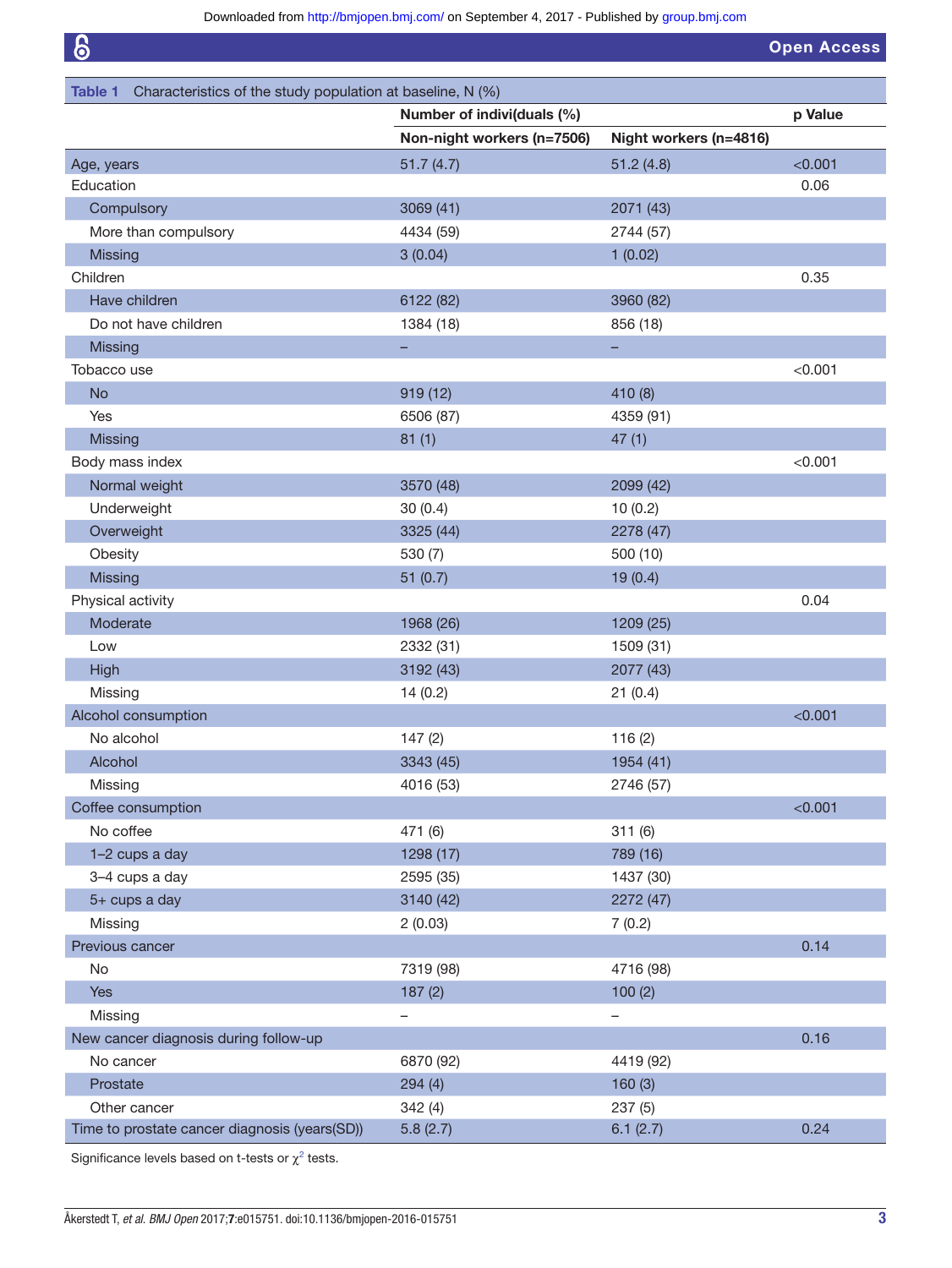**Table 1** Characteristics of the study population at baseline, N (%)

| | Number of indivi(duals (%) | | p Value |
|---|---|---|---|
| | Non-night workers (n=7506) | Night workers (n=4816) | |
| Age, years | 51.7 (4.7) | 51.2 (4.8) | <0.001 |
| Education | | | 0.06 |
| Compulsory | 3069 (41) | 2071 (43) | |
| More than compulsory | 4434 (59) | 2744 (57) | |
| Missing | 3 (0.04) | 1 (0.02) | |
| Children | | | 0.35 |
| Have children | 6122 (82) | 3960 (82) | |
| Do not have children | 1384 (18) | 856 (18) | |
| Missing | – | – | |
| Tobacco use | | | <0.001 |
| No | 919 (12) | 410 (8) | |
| Yes | 6506 (87) | 4359 (91) | |
| Missing | 81 (1) | 47 (1) | |
| Body mass index | | | <0.001 |
| Normal weight | 3570 (48) | 2099 (42) | |
| Underweight | 30 (0.4) | 10 (0.2) | |
| Overweight | 3325 (44) | 2278 (47) | |
| Obesity | 530 (7) | 500 (10) | |
| Missing | 51 (0.7) | 19 (0.4) | |
| Physical activity | | | 0.04 |
| Moderate | 1968 (26) | 1209 (25) | |
| Low | 2332 (31) | 1509 (31) | |
| High | 3192 (43) | 2077 (43) | |
| Missing | 14 (0.2) | 21 (0.4) | |
| Alcohol consumption | | | <0.001 |
| No alcohol | 147 (2) | 116 (2) | |
| Alcohol | 3343 (45) | 1954 (41) | |
| Missing | 4016 (53) | 2746 (57) | |
| Coffee consumption | | | <0.001 |
| No coffee | 471 (6) | 311 (6) | |
| 1–2 cups a day | 1298 (17) | 789 (16) | |
| 3–4 cups a day | 2595 (35) | 1437 (30) | |
| 5+ cups a day | 3140 (42) | 2272 (47) | |
| Missing | 2 (0.03) | 7 (0.2) | |
| Previous cancer | | | 0.14 |
| No | 7319 (98) | 4716 (98) | |
| Yes | 187 (2) | 100 (2) | |
| Missing | – | – | |
| New cancer diagnosis during follow-up | | | 0.16 |
| No cancer | 6870 (92) | 4419 (92) | |
| Prostate | 294 (4) | 160 (3) | |
| Other cancer | 342 (4) | 237 (5) | |
| Time to prostate cancer diagnosis (years(SD)) | 5.8 (2.7) | 6.1 (2.7) | 0.24 |

Significance levels based on t-tests or $\chi^2$ tests.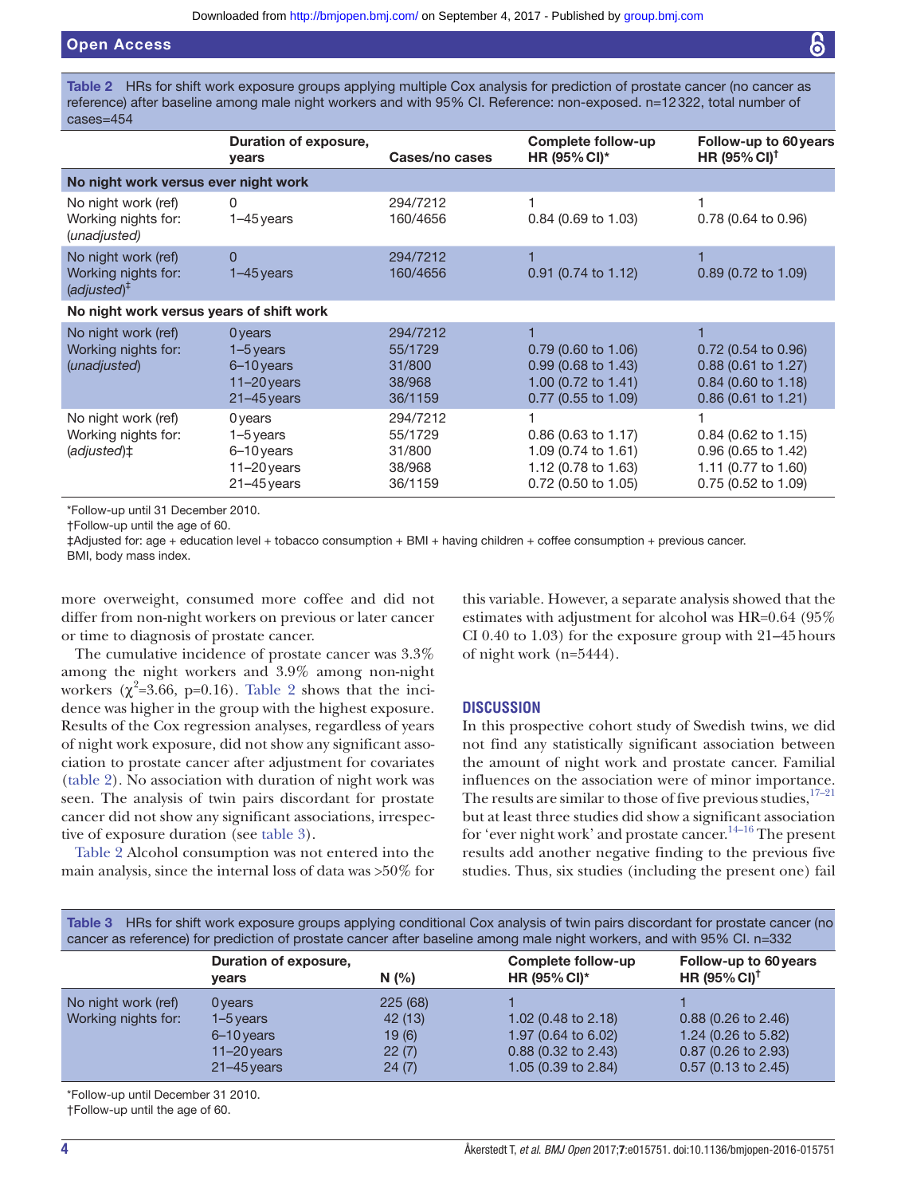**Table 2** HRs for shift work exposure groups applying multiple Cox analysis for prediction of prostate cancer (no cancer as reference) after baseline among male night workers and with 95% CI. Reference: non-exposed. n=12 322, total number of cases=454

| | Duration of exposure, years | Cases/no cases | Complete follow-up HR (95% CI)* | Follow-up to 60 years HR (95% CI)† |
|---|---|---|---|---|
| **No night work versus ever night work** | | | | |
| No night work (ref) | 0 | 294/7212 | 1 | 1 |
| Working nights for: (*unadjusted*) | 1–45 years | 160/4656 | 0.84 (0.69 to 1.03) | 0.78 (0.64 to 0.96) |
| No night work (ref) | 0 | 294/7212 | 1 | 1 |
| Working nights for: (*adjusted*)‡ | 1–45 years | 160/4656 | 0.91 (0.74 to 1.12) | 0.89 (0.72 to 1.09) |
| **No night work versus years of shift work** | | | | |
| No night work (ref) | 0 years | 294/7212 | 1 | 1 |
| Working nights for: (*unadjusted*) | 1–5 years | 55/1729 | 0.79 (0.60 to 1.06) | 0.72 (0.54 to 0.96) |
| | 6–10 years | 31/800 | 0.99 (0.68 to 1.43) | 0.88 (0.61 to 1.27) |
| | 11–20 years | 38/968 | 1.00 (0.72 to 1.41) | 0.84 (0.60 to 1.18) |
| | 21–45 years | 36/1159 | 0.77 (0.55 to 1.09) | 0.86 (0.61 to 1.21) |
| No night work (ref) | 0 years | 294/7212 | 1 | 1 |
| Working nights for: (*adjusted*)‡ | 1–5 years | 55/1729 | 0.86 (0.63 to 1.17) | 0.84 (0.62 to 1.15) |
| | 6–10 years | 31/800 | 1.09 (0.74 to 1.61) | 0.96 (0.65 to 1.42) |
| | 11–20 years | 38/968 | 1.12 (0.78 to 1.63) | 1.11 (0.77 to 1.60) |
| | 21–45 years | 36/1159 | 0.72 (0.50 to 1.05) | 0.75 (0.52 to 1.09) |

*Follow-up until 31 December 2010.
†Follow-up until the age of 60.
‡Adjusted for: age + education level + tobacco consumption + BMI + having children + coffee consumption + previous cancer.
BMI, body mass index.

more overweight, consumed more coffee and did not differ from non-night workers on previous or later cancer or time to diagnosis of prostate cancer.

The cumulative incidence of prostate cancer was 3.3% among the night workers and 3.9% among non-night workers ($\chi^2$=3.66, p=0.16). Table 2 shows that the incidence was higher in the group with the highest exposure. Results of the Cox regression analyses, regardless of years of night work exposure, did not show any significant association to prostate cancer after adjustment for covariates (table 2). No association with duration of night work was seen. The analysis of twin pairs discordant for prostate cancer did not show any significant associations, irrespective of exposure duration (see table 3).

Table 2 Alcohol consumption was not entered into the main analysis, since the internal loss of data was >50% for this variable. However, a separate analysis showed that the estimates with adjustment for alcohol was HR=0.64 (95% CI 0.40 to 1.03) for the exposure group with 21–45 hours of night work (n=5444).

## DISCUSSION

In this prospective cohort study of Swedish twins, we did not find any statistically significant association between the amount of night work and prostate cancer. Familial influences on the association were of minor importance. The results are similar to those of five previous studies,[17–21] but at least three studies did show a significant association for 'ever night work' and prostate cancer.[14–16] The present results add another negative finding to the previous five studies. Thus, six studies (including the present one) fail

**Table 3** HRs for shift work exposure groups applying conditional Cox analysis of twin pairs discordant for prostate cancer (no cancer as reference) for prediction of prostate cancer after baseline among male night workers, and with 95% CI. n=332

| | Duration of exposure, years | N (%) | Complete follow-up HR (95% CI)* | Follow-up to 60 years HR (95% CI)† |
|---|---|---|---|---|
| No night work (ref) | 0 years | 225 (68) | 1 | 1 |
| Working nights for: | 1–5 years | 42 (13) | 1.02 (0.48 to 2.18) | 0.88 (0.26 to 2.46) |
| | 6–10 years | 19 (6) | 1.97 (0.64 to 6.02) | 1.24 (0.26 to 5.82) |
| | 11–20 years | 22 (7) | 0.88 (0.32 to 2.43) | 0.87 (0.26 to 2.93) |
| | 21–45 years | 24 (7) | 1.05 (0.39 to 2.84) | 0.57 (0.13 to 2.45) |

*Follow-up until December 31 2010.
†Follow-up until the age of 60.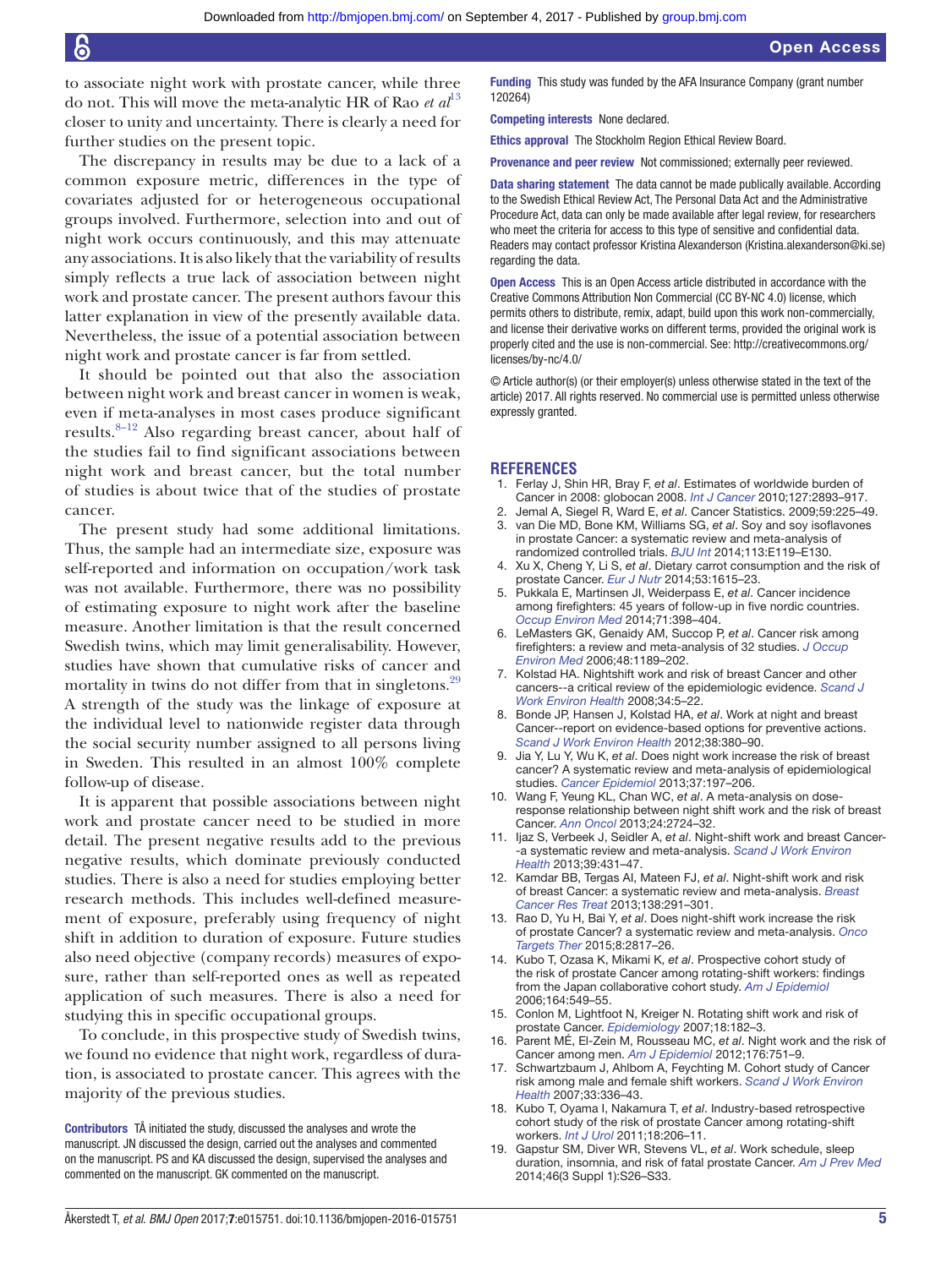to associate night work with prostate cancer, while three do not. This will move the meta-analytic HR of Rao *et al*[13] closer to unity and uncertainty. There is clearly a need for further studies on the present topic.

The discrepancy in results may be due to a lack of a common exposure metric, differences in the type of covariates adjusted for or heterogeneous occupational groups involved. Furthermore, selection into and out of night work occurs continuously, and this may attenuate any associations. It is also likely that the variability of results simply reflects a true lack of association between night work and prostate cancer. The present authors favour this latter explanation in view of the presently available data. Nevertheless, the issue of a potential association between night work and prostate cancer is far from settled.

It should be pointed out that also the association between night work and breast cancer in women is weak, even if meta-analyses in most cases produce significant results.[8–12] Also regarding breast cancer, about half of the studies fail to find significant associations between night work and breast cancer, but the total number of studies is about twice that of the studies of prostate cancer.

The present study had some additional limitations. Thus, the sample had an intermediate size, exposure was self-reported and information on occupation/work task was not available. Furthermore, there was no possibility of estimating exposure to night work after the baseline measure. Another limitation is that the result concerned Swedish twins, which may limit generalisability. However, studies have shown that cumulative risks of cancer and mortality in twins do not differ from that in singletons.[29] A strength of the study was the linkage of exposure at the individual level to nationwide register data through the social security number assigned to all persons living in Sweden. This resulted in an almost 100% complete follow-up of disease.

It is apparent that possible associations between night work and prostate cancer need to be studied in more detail. The present negative results add to the previous negative results, which dominate previously conducted studies. There is also a need for studies employing better research methods. This includes well-defined measurement of exposure, preferably using frequency of night shift in addition to duration of exposure. Future studies also need objective (company records) measures of exposure, rather than self-reported ones as well as repeated application of such measures. There is also a need for studying this in specific occupational groups.

To conclude, in this prospective study of Swedish twins, we found no evidence that night work, regardless of duration, is associated to prostate cancer. This agrees with the majority of the previous studies.

**Contributors** TÅ initiated the study, discussed the analyses and wrote the manuscript. JN discussed the design, carried out the analyses and commented on the manuscript. PS and KA discussed the design, supervised the analyses and commented on the manuscript. GK commented on the manuscript.

**Funding** This study was funded by the AFA Insurance Company (grant number 120264)

**Competing interests** None declared.

**Ethics approval** The Stockholm Region Ethical Review Board.

**Provenance and peer review** Not commissioned; externally peer reviewed.

**Data sharing statement** The data cannot be made publically available. According to the Swedish Ethical Review Act, The Personal Data Act and the Administrative Procedure Act, data can only be made available after legal review, for researchers who meet the criteria for access to this type of sensitive and confidential data. Readers may contact professor Kristina Alexanderson (Kristina.alexanderson@ki.se) regarding the data.

**Open Access** This is an Open Access article distributed in accordance with the Creative Commons Attribution Non Commercial (CC BY-NC 4.0) license, which permits others to distribute, remix, adapt, build upon this work non-commercially, and license their derivative works on different terms, provided the original work is properly cited and the use is non-commercial. See: http://creativecommons.org/licenses/by-nc/4.0/

© Article author(s) (or their employer(s) unless otherwise stated in the text of the article) 2017. All rights reserved. No commercial use is permitted unless otherwise expressly granted.

## REFERENCES

1. Ferlay J, Shin HR, Bray F, *et al*. Estimates of worldwide burden of Cancer in 2008: globocan 2008. *Int J Cancer* 2010;127:2893–917.
2. Jemal A, Siegel R, Ward E, *et al*. Cancer Statistics. 2009;59:225–49.
3. van Die MD, Bone KM, Williams SG, *et al*. Soy and soy isoflavones in prostate Cancer: a systematic review and meta-analysis of randomized controlled trials. *BJU Int* 2014;113:E119–E130.
4. Xu X, Cheng Y, Li S, *et al*. Dietary carrot consumption and the risk of prostate Cancer. *Eur J Nutr* 2014;53:1615–23.
5. Pukkala E, Martinsen JI, Weiderpass E, *et al*. Cancer incidence among firefighters: 45 years of follow-up in five nordic countries. *Occup Environ Med* 2014;71:398–404.
6. LeMasters GK, Genaidy AM, Succop P, *et al*. Cancer risk among firefighters: a review and meta-analysis of 32 studies. *J Occup Environ Med* 2006;48:1189–202.
7. Kolstad HA. Nightshift work and risk of breast Cancer and other cancers--a critical review of the epidemiologic evidence. *Scand J Work Environ Health* 2008;34:5–22.
8. Bonde JP, Hansen J, Kolstad HA, *et al*. Work at night and breast Cancer--report on evidence-based options for preventive actions. *Scand J Work Environ Health* 2012;38:380–90.
9. Jia Y, Lu Y, Wu K, *et al*. Does night work increase the risk of breast cancer? A systematic review and meta-analysis of epidemiological studies. *Cancer Epidemiol* 2013;37:197–206.
10. Wang F, Yeung KL, Chan WC, *et al*. A meta-analysis on dose-response relationship between night shift work and the risk of breast Cancer. *Ann Oncol* 2013;24:2724–32.
11. Ijaz S, Verbeek J, Seidler A, *et al*. Night-shift work and breast Cancer--a systematic review and meta-analysis. *Scand J Work Environ Health* 2013;39:431–47.
12. Kamdar BB, Tergas AI, Mateen FJ, *et al*. Night-shift work and risk of breast Cancer: a systematic review and meta-analysis. *Breast Cancer Res Treat* 2013;138:291–301.
13. Rao D, Yu H, Bai Y, *et al*. Does night-shift work increase the risk of prostate Cancer? a systematic review and meta-analysis. *Onco Targets Ther* 2015;8:2817–26.
14. Kubo T, Ozasa K, Mikami K, *et al*. Prospective cohort study of the risk of prostate Cancer among rotating-shift workers: findings from the Japan collaborative cohort study. *Am J Epidemiol* 2006;164:549–55.
15. Conlon M, Lightfoot N, Kreiger N. Rotating shift work and risk of prostate Cancer. *Epidemiology* 2007;18:182–3.
16. Parent MÉ, El-Zein M, Rousseau MC, *et al*. Night work and the risk of Cancer among men. *Am J Epidemiol* 2012;176:751–9.
17. Schwartzbaum J, Ahlbom A, Feychting M. Cohort study of Cancer risk among male and female shift workers. *Scand J Work Environ Health* 2007;33:336–43.
18. Kubo T, Oyama I, Nakamura T, *et al*. Industry-based retrospective cohort study of the risk of prostate Cancer among rotating-shift workers. *Int J Urol* 2011;18:206–11.
19. Gapstur SM, Diver WR, Stevens VL, *et al*. Work schedule, sleep duration, insomnia, and risk of fatal prostate Cancer. *Am J Prev Med* 2014;46(3 Suppl 1):S26–S33.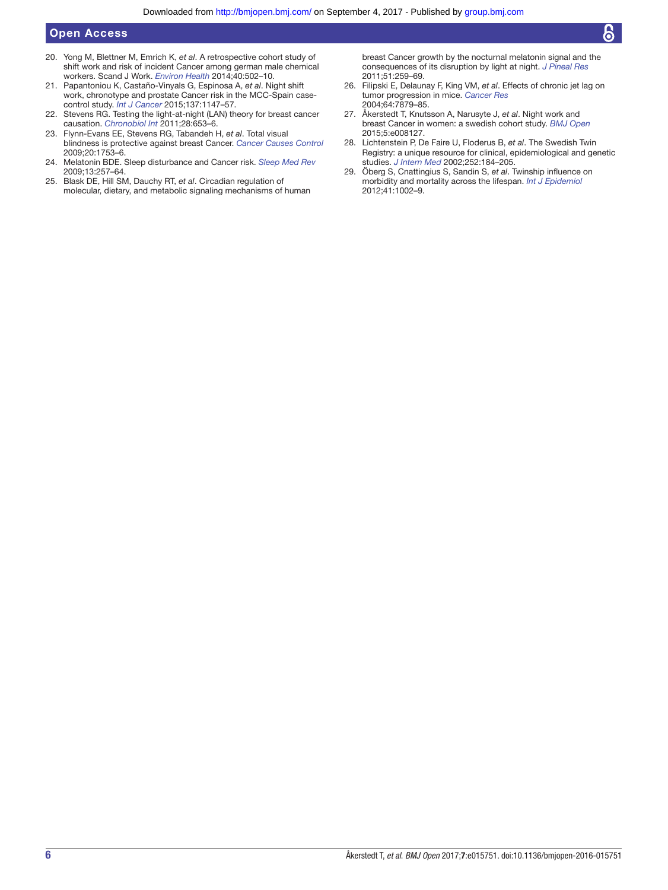20. Yong M, Blettner M, Emrich K, *et al*. A retrospective cohort study of shift work and risk of incident Cancer among german male chemical workers. Scand J Work. *Environ Health* 2014;40:502–10.
21. Papantoniou K, Castaño-Vinyals G, Espinosa A, *et al*. Night shift work, chronotype and prostate Cancer risk in the MCC-Spain case-control study. *Int J Cancer* 2015;137:1147–57.
22. Stevens RG. Testing the light-at-night (LAN) theory for breast cancer causation. *Chronobiol Int* 2011;28:653–6.
23. Flynn-Evans EE, Stevens RG, Tabandeh H, *et al*. Total visual blindness is protective against breast Cancer. *Cancer Causes Control* 2009;20:1753–6.
24. Melatonin BDE. Sleep disturbance and Cancer risk. *Sleep Med Rev* 2009;13:257–64.
25. Blask DE, Hill SM, Dauchy RT, *et al*. Circadian regulation of molecular, dietary, and metabolic signaling mechanisms of human breast Cancer growth by the nocturnal melatonin signal and the consequences of its disruption by light at night. *J Pineal Res* 2011;51:259–69.
26. Filipski E, Delaunay F, King VM, *et al*. Effects of chronic jet lag on tumor progression in mice. *Cancer Res* 2004;64:7879–85.
27. Åkerstedt T, Knutsson A, Narusyte J, *et al*. Night work and breast Cancer in women: a swedish cohort study. *BMJ Open* 2015;5:e008127.
28. Lichtenstein P, De Faire U, Floderus B, *et al*. The Swedish Twin Registry: a unique resource for clinical, epidemiological and genetic studies. *J Intern Med* 2002;252:184–205.
29. Öberg S, Cnattingius S, Sandin S, *et al*. Twinship influence on morbidity and mortality across the lifespan. *Int J Epidemiol* 2012;41:1002–9.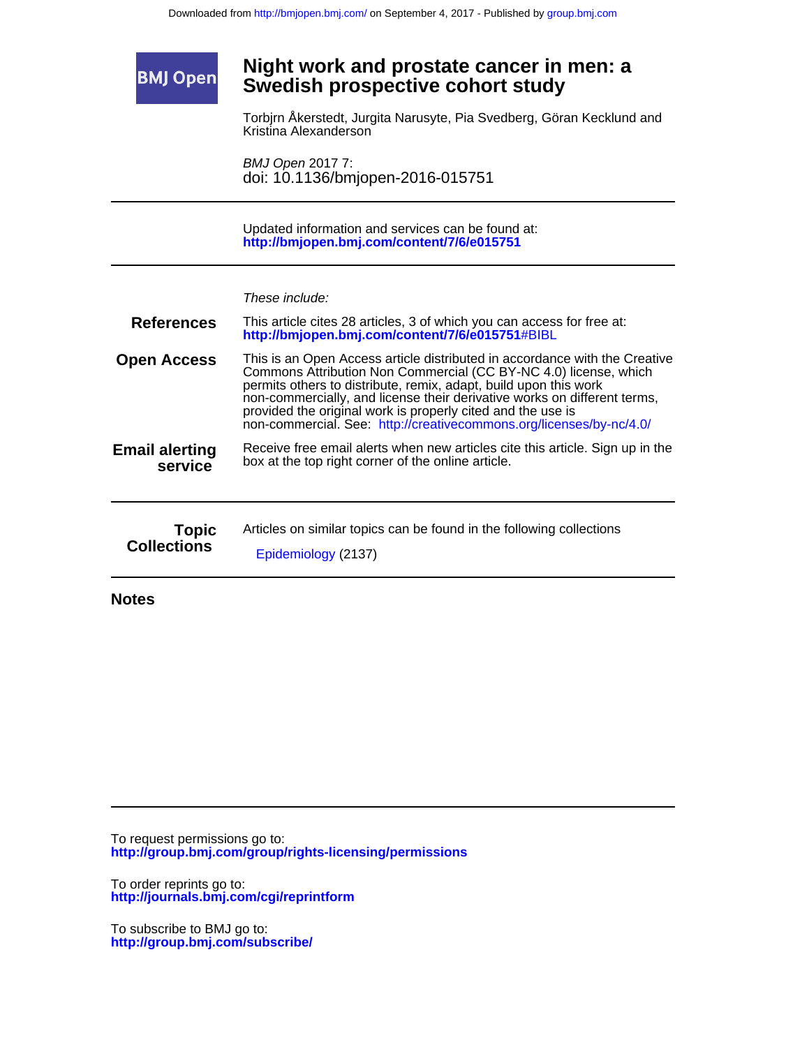# Night work and prostate cancer in men: a Swedish prospective cohort study

Torbjrn Åkerstedt, Jurgita Narusyte, Pia Svedberg, Göran Kecklund and Kristina Alexanderson

*BMJ Open* 2017 7:
doi: 10.1136/bmjopen-2016-015751

Updated information and services can be found at:
**http://bmjopen.bmj.com/content/7/6/e015751**

*These include:*

**References**

This article cites 28 articles, 3 of which you can access for free at:
**http://bmjopen.bmj.com/content/7/6/e015751**#BIBL

**Open Access**

This is an Open Access article distributed in accordance with the Creative Commons Attribution Non Commercial (CC BY-NC 4.0) license, which permits others to distribute, remix, adapt, build upon this work non-commercially, and license their derivative works on different terms, provided the original work is properly cited and the use is non-commercial. See: http://creativecommons.org/licenses/by-nc/4.0/

**Email alerting service**

Receive free email alerts when new articles cite this article. Sign up in the box at the top right corner of the online article.

**Topic Collections**

Articles on similar topics can be found in the following collections

Epidemiology (2137)

## Notes

To request permissions go to:
**http://group.bmj.com/group/rights-licensing/permissions**

To order reprints go to:
**http://journals.bmj.com/cgi/reprintform**

To subscribe to BMJ go to:
**http://group.bmj.com/subscribe/**